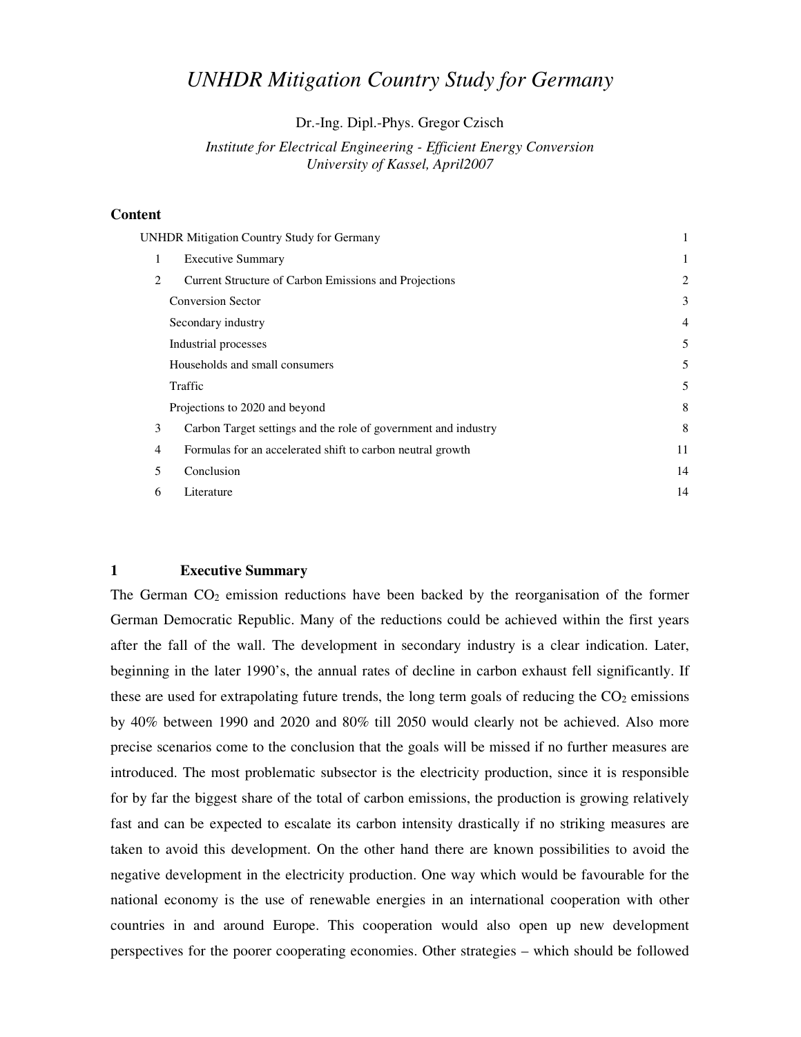# *UNHDR Mitigation Country Study for Germany*

Dr.-Ing. Dipl.-Phys. Gregor Czisch

*Institute for Electrical Engineering - Efficient Energy Conversion*
*University of Kassel, April2007*

**Content**

| | | |
|---|---|---|
| UNHDR Mitigation Country Study for Germany | | 1 |
| 1 | Executive Summary | 1 |
| 2 | Current Structure of Carbon Emissions and Projections | 2 |
| | Conversion Sector | 3 |
| | Secondary industry | 4 |
| | Industrial processes | 5 |
| | Households and small consumers | 5 |
| | Traffic | 5 |
| | Projections to 2020 and beyond | 8 |
| 3 | Carbon Target settings and the role of government and industry | 8 |
| 4 | Formulas for an accelerated shift to carbon neutral growth | 11 |
| 5 | Conclusion | 14 |
| 6 | Literature | 14 |

## 1 Executive Summary

The German $CO_2$ emission reductions have been backed by the reorganisation of the former German Democratic Republic. Many of the reductions could be achieved within the first years after the fall of the wall. The development in secondary industry is a clear indication. Later, beginning in the later 1990's, the annual rates of decline in carbon exhaust fell significantly. If these are used for extrapolating future trends, the long term goals of reducing the $CO_2$ emissions by 40% between 1990 and 2020 and 80% till 2050 would clearly not be achieved. Also more precise scenarios come to the conclusion that the goals will be missed if no further measures are introduced. The most problematic subsector is the electricity production, since it is responsible for by far the biggest share of the total of carbon emissions, the production is growing relatively fast and can be expected to escalate its carbon intensity drastically if no striking measures are taken to avoid this development. On the other hand there are known possibilities to avoid the negative development in the electricity production. One way which would be favourable for the national economy is the use of renewable energies in an international cooperation with other countries in and around Europe. This cooperation would also open up new development perspectives for the poorer cooperating economies. Other strategies – which should be followed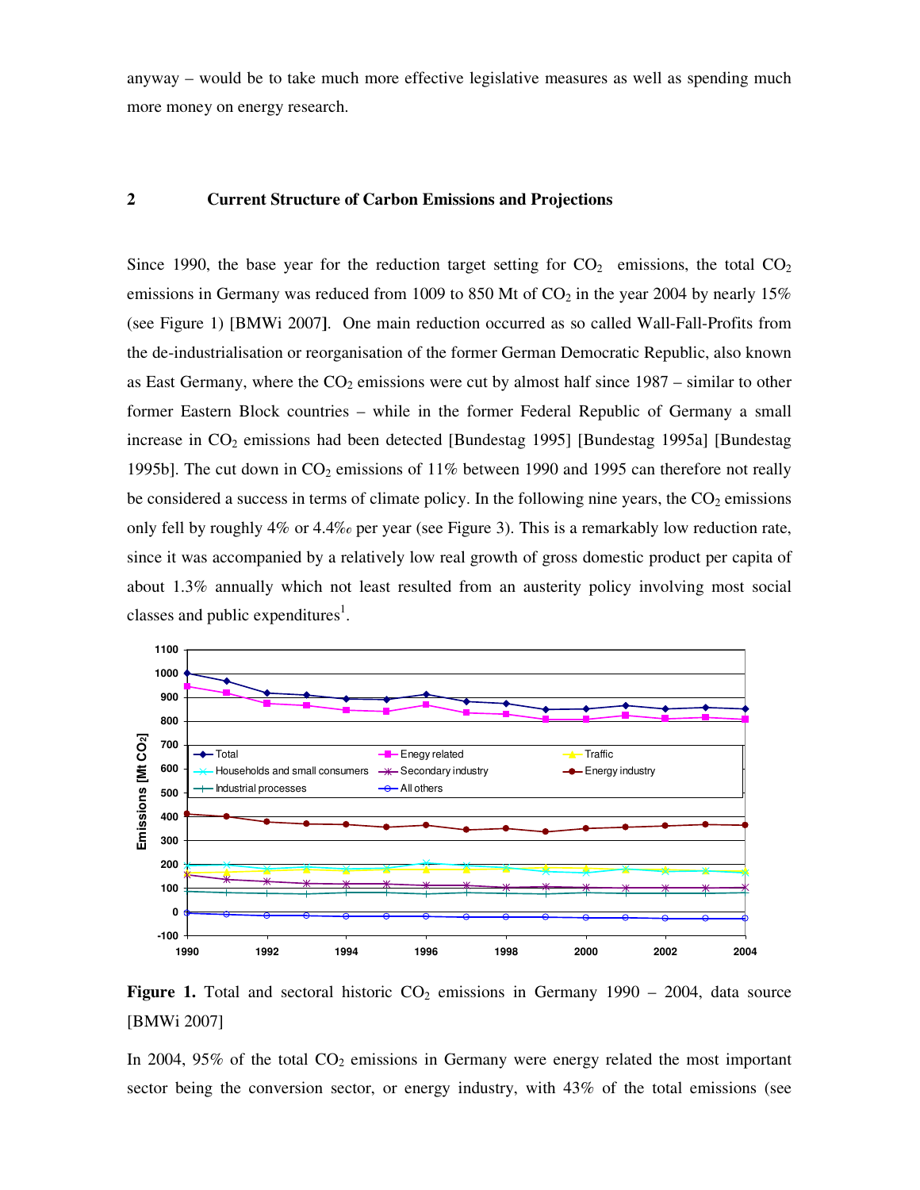anyway – would be to take much more effective legislative measures as well as spending much more money on energy research.

## 2 Current Structure of Carbon Emissions and Projections

Since 1990, the base year for the reduction target setting for $CO_2$ emissions, the total $CO_2$ emissions in Germany was reduced from 1009 to 850 Mt of $CO_2$ in the year 2004 by nearly 15% (see Figure 1) [BMWi 2007]. One main reduction occurred as so called Wall-Fall-Profits from the de-industrialisation or reorganisation of the former German Democratic Republic, also known as East Germany, where the $CO_2$ emissions were cut by almost half since 1987 – similar to other former Eastern Block countries – while in the former Federal Republic of Germany a small increase in $CO_2$ emissions had been detected [Bundestag 1995] [Bundestag 1995a] [Bundestag 1995b]. The cut down in $CO_2$ emissions of 11% between 1990 and 1995 can therefore not really be considered a success in terms of climate policy. In the following nine years, the $CO_2$ emissions only fell by roughly 4% or 4.4‰ per year (see Figure 3). This is a remarkably low reduction rate, since it was accompanied by a relatively low real growth of gross domestic product per capita of about 1.3% annually which not least resulted from an austerity policy involving most social classes and public expenditures[1].

**Figure 1.** Total and sectoral historic $CO_2$ emissions in Germany 1990 – 2004, data source [BMWi 2007]

In 2004, 95% of the total $CO_2$ emissions in Germany were energy related the most important sector being the conversion sector, or energy industry, with 43% of the total emissions (see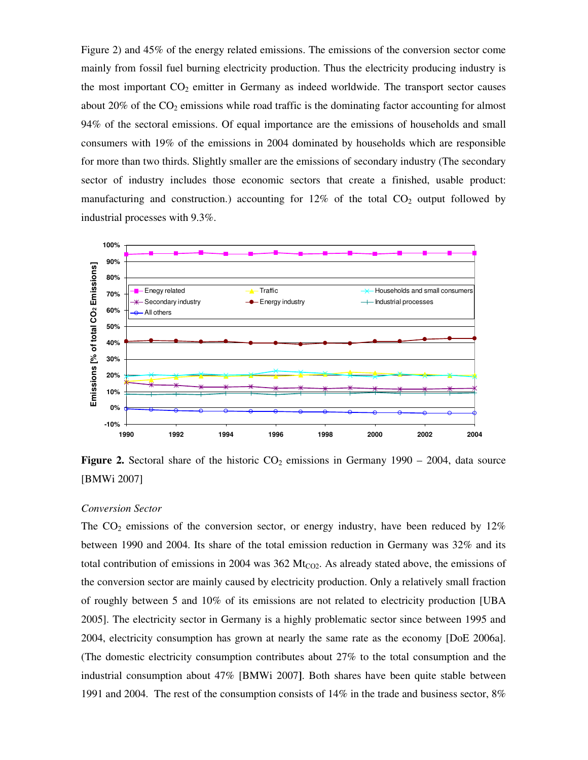Figure 2) and 45% of the energy related emissions. The emissions of the conversion sector come mainly from fossil fuel burning electricity production. Thus the electricity producing industry is the most important $CO_2$ emitter in Germany as indeed worldwide. The transport sector causes about 20% of the $CO_2$ emissions while road traffic is the dominating factor accounting for almost 94% of the sectoral emissions. Of equal importance are the emissions of households and small consumers with 19% of the emissions in 2004 dominated by households which are responsible for more than two thirds. Slightly smaller are the emissions of secondary industry (The secondary sector of industry includes those economic sectors that create a finished, usable product: manufacturing and construction.) accounting for 12% of the total $CO_2$ output followed by industrial processes with 9.3%.

**Figure 2.** Sectoral share of the historic $CO_2$ emissions in Germany 1990 – 2004, data source [BMWi 2007]

*Conversion Sector*

The $CO_2$ emissions of the conversion sector, or energy industry, have been reduced by 12% between 1990 and 2004. Its share of the total emission reduction in Germany was 32% and its total contribution of emissions in 2004 was 362 $Mt_{CO2}$. As already stated above, the emissions of the conversion sector are mainly caused by electricity production. Only a relatively small fraction of roughly between 5 and 10% of its emissions are not related to electricity production [UBA 2005]. The electricity sector in Germany is a highly problematic sector since between 1995 and 2004, electricity consumption has grown at nearly the same rate as the economy [DoE 2006a]. (The domestic electricity consumption contributes about 27% to the total consumption and the industrial consumption about 47% [BMWi 2007]. Both shares have been quite stable between 1991 and 2004. The rest of the consumption consists of 14% in the trade and business sector, 8%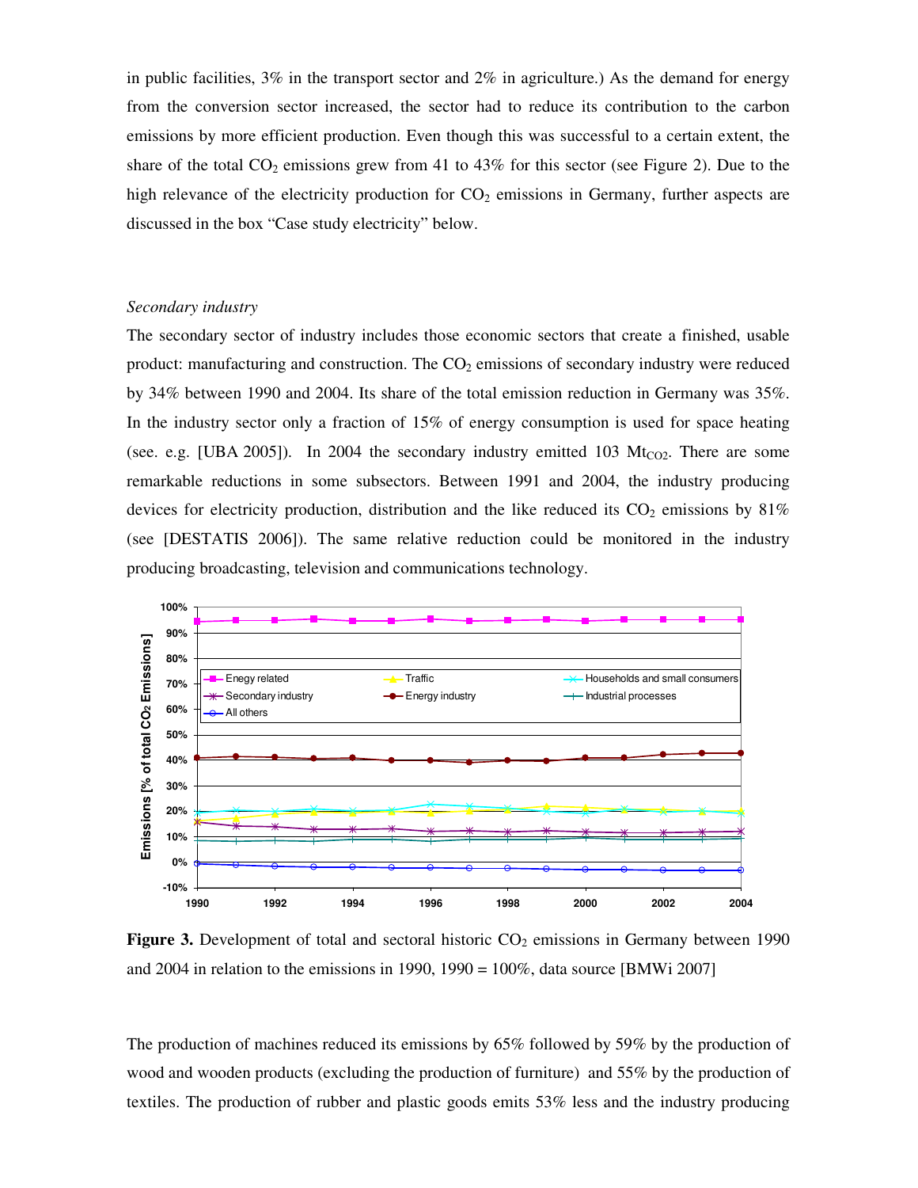in public facilities, 3% in the transport sector and 2% in agriculture.) As the demand for energy from the conversion sector increased, the sector had to reduce its contribution to the carbon emissions by more efficient production. Even though this was successful to a certain extent, the share of the total $CO_2$ emissions grew from 41 to 43% for this sector (see Figure 2). Due to the high relevance of the electricity production for $CO_2$ emissions in Germany, further aspects are discussed in the box "Case study electricity" below.

*Secondary industry*

The secondary sector of industry includes those economic sectors that create a finished, usable product: manufacturing and construction. The $CO_2$ emissions of secondary industry were reduced by 34% between 1990 and 2004. Its share of the total emission reduction in Germany was 35%. In the industry sector only a fraction of 15% of energy consumption is used for space heating (see. e.g. [UBA 2005]). In 2004 the secondary industry emitted 103 $Mt_{CO2}$. There are some remarkable reductions in some subsectors. Between 1991 and 2004, the industry producing devices for electricity production, distribution and the like reduced its $CO_2$ emissions by 81% (see [DESTATIS 2006]). The same relative reduction could be monitored in the industry producing broadcasting, television and communications technology.

**Figure 3.** Development of total and sectoral historic $CO_2$ emissions in Germany between 1990 and 2004 in relation to the emissions in 1990, 1990 = 100%, data source [BMWi 2007]

The production of machines reduced its emissions by 65% followed by 59% by the production of wood and wooden products (excluding the production of furniture) and 55% by the production of textiles. The production of rubber and plastic goods emits 53% less and the industry producing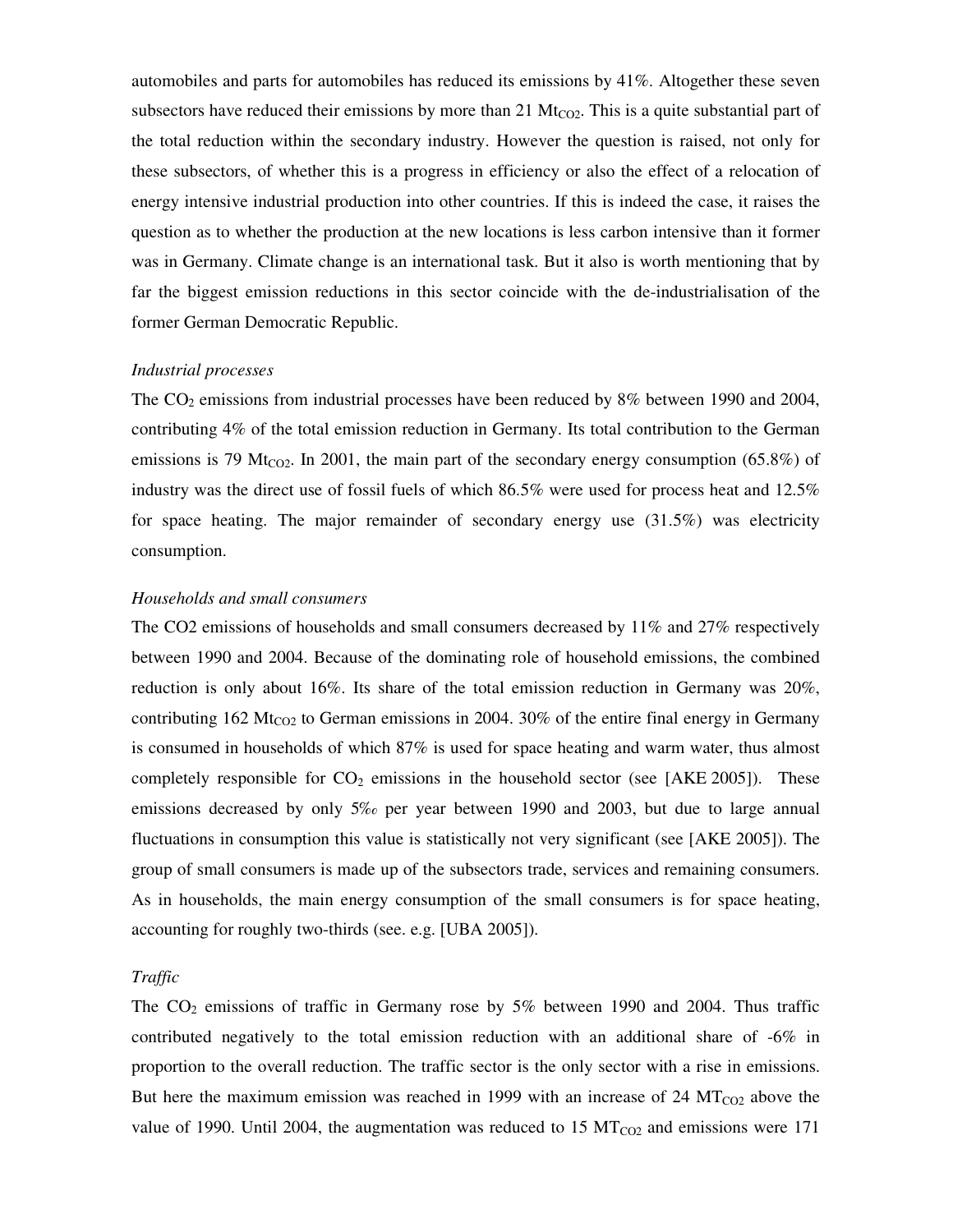automobiles and parts for automobiles has reduced its emissions by 41%. Altogether these seven subsectors have reduced their emissions by more than 21 $Mt_{CO2}$. This is a quite substantial part of the total reduction within the secondary industry. However the question is raised, not only for these subsectors, of whether this is a progress in efficiency or also the effect of a relocation of energy intensive industrial production into other countries. If this is indeed the case, it raises the question as to whether the production at the new locations is less carbon intensive than it former was in Germany. Climate change is an international task. But it also is worth mentioning that by far the biggest emission reductions in this sector coincide with the de-industrialisation of the former German Democratic Republic.

*Industrial processes*

The $CO_2$ emissions from industrial processes have been reduced by 8% between 1990 and 2004, contributing 4% of the total emission reduction in Germany. Its total contribution to the German emissions is 79 $Mt_{CO2}$. In 2001, the main part of the secondary energy consumption (65.8%) of industry was the direct use of fossil fuels of which 86.5% were used for process heat and 12.5% for space heating. The major remainder of secondary energy use (31.5%) was electricity consumption.

*Households and small consumers*

The CO2 emissions of households and small consumers decreased by 11% and 27% respectively between 1990 and 2004. Because of the dominating role of household emissions, the combined reduction is only about 16%. Its share of the total emission reduction in Germany was 20%, contributing 162 $Mt_{CO2}$ to German emissions in 2004. 30% of the entire final energy in Germany is consumed in households of which 87% is used for space heating and warm water, thus almost completely responsible for $CO_2$ emissions in the household sector (see [AKE 2005]). These emissions decreased by only 5‰ per year between 1990 and 2003, but due to large annual fluctuations in consumption this value is statistically not very significant (see [AKE 2005]). The group of small consumers is made up of the subsectors trade, services and remaining consumers. As in households, the main energy consumption of the small consumers is for space heating, accounting for roughly two-thirds (see. e.g. [UBA 2005]).

*Traffic*

The $CO_2$ emissions of traffic in Germany rose by 5% between 1990 and 2004. Thus traffic contributed negatively to the total emission reduction with an additional share of -6% in proportion to the overall reduction. The traffic sector is the only sector with a rise in emissions. But here the maximum emission was reached in 1999 with an increase of 24 $MT_{CO2}$ above the value of 1990. Until 2004, the augmentation was reduced to 15 $MT_{CO2}$ and emissions were 171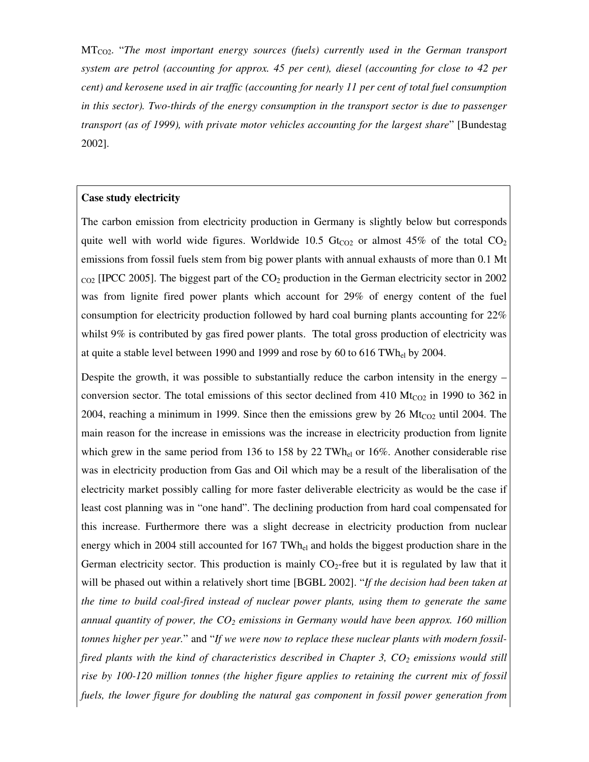$MT_{CO2}$. "*The most important energy sources (fuels) currently used in the German transport system are petrol (accounting for approx. 45 per cent), diesel (accounting for close to 42 per cent) and kerosene used in air traffic (accounting for nearly 11 per cent of total fuel consumption in this sector). Two-thirds of the energy consumption in the transport sector is due to passenger transport (as of 1999), with private motor vehicles accounting for the largest share*" [Bundestag 2002].

**Case study electricity**

The carbon emission from electricity production in Germany is slightly below but corresponds quite well with world wide figures. Worldwide 10.5 $Gt_{CO2}$ or almost 45% of the total $CO_2$ emissions from fossil fuels stem from big power plants with annual exhausts of more than 0.1 $Mt_{CO2}$ [IPCC 2005]. The biggest part of the $CO_2$ production in the German electricity sector in 2002 was from lignite fired power plants which account for 29% of energy content of the fuel consumption for electricity production followed by hard coal burning plants accounting for 22% whilst 9% is contributed by gas fired power plants. The total gross production of electricity was at quite a stable level between 1990 and 1999 and rose by 60 to 616 $TWh_{el}$ by 2004.

Despite the growth, it was possible to substantially reduce the carbon intensity in the energy – conversion sector. The total emissions of this sector declined from 410 $Mt_{CO2}$ in 1990 to 362 in 2004, reaching a minimum in 1999. Since then the emissions grew by 26 $Mt_{CO2}$ until 2004. The main reason for the increase in emissions was the increase in electricity production from lignite which grew in the same period from 136 to 158 by 22 $TWh_{el}$ or 16%. Another considerable rise was in electricity production from Gas and Oil which may be a result of the liberalisation of the electricity market possibly calling for more faster deliverable electricity as would be the case if least cost planning was in "one hand". The declining production from hard coal compensated for this increase. Furthermore there was a slight decrease in electricity production from nuclear energy which in 2004 still accounted for 167 $TWh_{el}$ and holds the biggest production share in the German electricity sector. This production is mainly $CO_2$-free but it is regulated by law that it will be phased out within a relatively short time [BGBL 2002]. "*If the decision had been taken at the time to build coal-fired instead of nuclear power plants, using them to generate the same annual quantity of power, the $CO_2$ emissions in Germany would have been approx. 160 million tonnes higher per year.*" and "*If we were now to replace these nuclear plants with modern fossil-fired plants with the kind of characteristics described in Chapter 3, $CO_2$ emissions would still rise by 100-120 million tonnes (the higher figure applies to retaining the current mix of fossil fuels, the lower figure for doubling the natural gas component in fossil power generation from*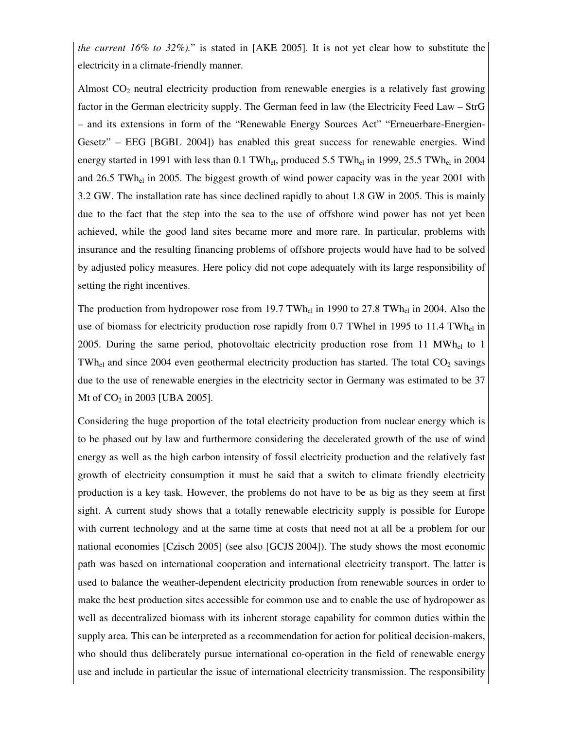*the current 16% to 32%).*" is stated in [AKE 2005]. It is not yet clear how to substitute the electricity in a climate-friendly manner.

Almost $CO_2$ neutral electricity production from renewable energies is a relatively fast growing factor in the German electricity supply. The German feed in law (the Electricity Feed Law – StrG – and its extensions in form of the "Renewable Energy Sources Act" "Erneuerbare-Energien-Gesetz" – EEG [BGBL 2004]) has enabled this great success for renewable energies. Wind energy started in 1991 with less than 0.1 $TWh_{el}$, produced 5.5 $TWh_{el}$ in 1999, 25.5 $TWh_{el}$ in 2004 and 26.5 $TWh_{el}$ in 2005. The biggest growth of wind power capacity was in the year 2001 with 3.2 GW. The installation rate has since declined rapidly to about 1.8 GW in 2005. This is mainly due to the fact that the step into the sea to the use of offshore wind power has not yet been achieved, while the good land sites became more and more rare. In particular, problems with insurance and the resulting financing problems of offshore projects would have had to be solved by adjusted policy measures. Here policy did not cope adequately with its large responsibility of setting the right incentives.

The production from hydropower rose from 19.7 $TWh_{el}$ in 1990 to 27.8 $TWh_{el}$ in 2004. Also the use of biomass for electricity production rose rapidly from 0.7 TWhel in 1995 to 11.4 $TWh_{el}$ in 2005. During the same period, photovoltaic electricity production rose from 11 $MWh_{el}$ to 1 $TWh_{el}$ and since 2004 even geothermal electricity production has started. The total $CO_2$ savings due to the use of renewable energies in the electricity sector in Germany was estimated to be 37 Mt of $CO_2$ in 2003 [UBA 2005].

Considering the huge proportion of the total electricity production from nuclear energy which is to be phased out by law and furthermore considering the decelerated growth of the use of wind energy as well as the high carbon intensity of fossil electricity production and the relatively fast growth of electricity consumption it must be said that a switch to climate friendly electricity production is a key task. However, the problems do not have to be as big as they seem at first sight. A current study shows that a totally renewable electricity supply is possible for Europe with current technology and at the same time at costs that need not at all be a problem for our national economies [Czisch 2005] (see also [GCJS 2004]). The study shows the most economic path was based on international cooperation and international electricity transport. The latter is used to balance the weather-dependent electricity production from renewable sources in order to make the best production sites accessible for common use and to enable the use of hydropower as well as decentralized biomass with its inherent storage capability for common duties within the supply area. This can be interpreted as a recommendation for action for political decision-makers, who should thus deliberately pursue international co-operation in the field of renewable energy use and include in particular the issue of international electricity transmission. The responsibility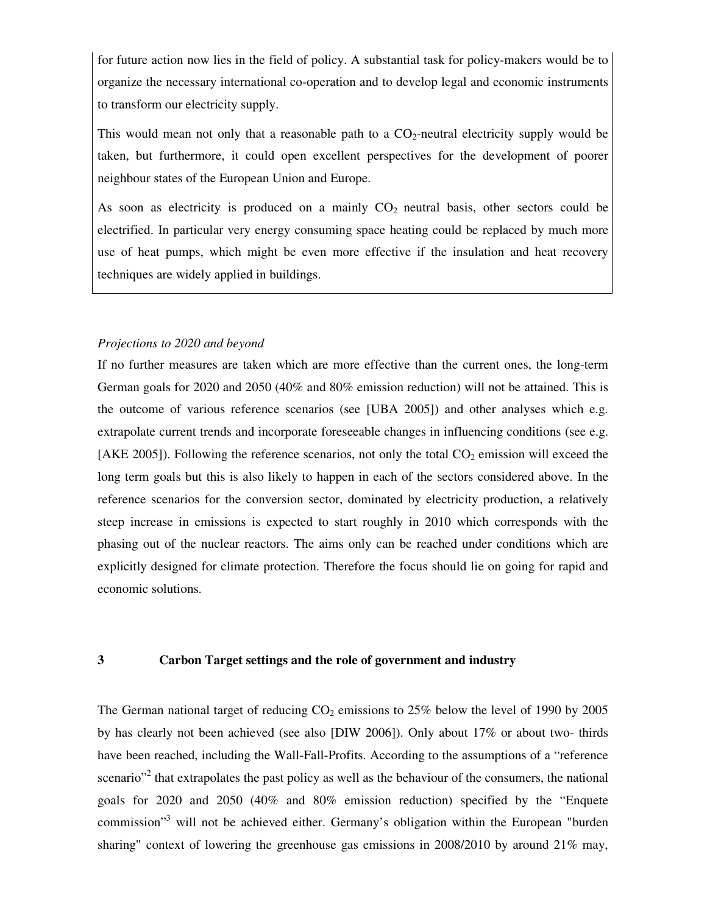for future action now lies in the field of policy. A substantial task for policy-makers would be to organize the necessary international co-operation and to develop legal and economic instruments to transform our electricity supply.

This would mean not only that a reasonable path to a $CO_2$-neutral electricity supply would be taken, but furthermore, it could open excellent perspectives for the development of poorer neighbour states of the European Union and Europe.

As soon as electricity is produced on a mainly $CO_2$ neutral basis, other sectors could be electrified. In particular very energy consuming space heating could be replaced by much more use of heat pumps, which might be even more effective if the insulation and heat recovery techniques are widely applied in buildings.

*Projections to 2020 and beyond*

If no further measures are taken which are more effective than the current ones, the long-term German goals for 2020 and 2050 (40% and 80% emission reduction) will not be attained. This is the outcome of various reference scenarios (see [UBA 2005]) and other analyses which e.g. extrapolate current trends and incorporate foreseeable changes in influencing conditions (see e.g. [AKE 2005]). Following the reference scenarios, not only the total $CO_2$ emission will exceed the long term goals but this is also likely to happen in each of the sectors considered above. In the reference scenarios for the conversion sector, dominated by electricity production, a relatively steep increase in emissions is expected to start roughly in 2010 which corresponds with the phasing out of the nuclear reactors. The aims only can be reached under conditions which are explicitly designed for climate protection. Therefore the focus should lie on going for rapid and economic solutions.

## 3 Carbon Target settings and the role of government and industry

The German national target of reducing $CO_2$ emissions to 25% below the level of 1990 by 2005 by has clearly not been achieved (see also [DIW 2006]). Only about 17% or about two- thirds have been reached, including the Wall-Fall-Profits. According to the assumptions of a "reference scenario"[2] that extrapolates the past policy as well as the behaviour of the consumers, the national goals for 2020 and 2050 (40% and 80% emission reduction) specified by the "Enquete commission"[3] will not be achieved either. Germany's obligation within the European "burden sharing" context of lowering the greenhouse gas emissions in 2008/2010 by around 21% may,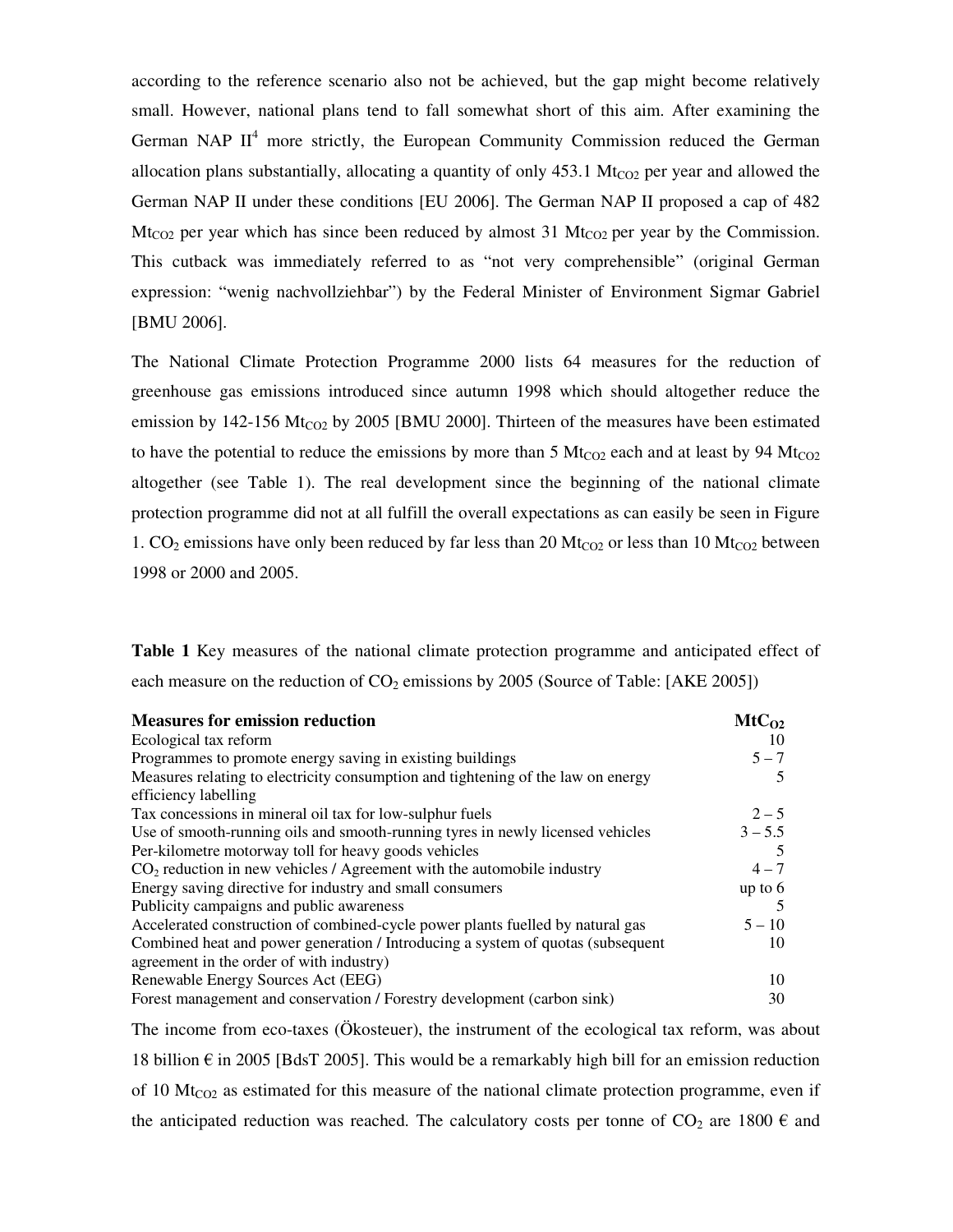according to the reference scenario also not be achieved, but the gap might become relatively small. However, national plans tend to fall somewhat short of this aim. After examining the German NAP II[4] more strictly, the European Community Commission reduced the German allocation plans substantially, allocating a quantity of only 453.1 $Mt_{CO2}$ per year and allowed the German NAP II under these conditions [EU 2006]. The German NAP II proposed a cap of 482 $Mt_{CO2}$ per year which has since been reduced by almost 31 $Mt_{CO2}$ per year by the Commission. This cutback was immediately referred to as "not very comprehensible" (original German expression: "wenig nachvollziehbar") by the Federal Minister of Environment Sigmar Gabriel [BMU 2006].

The National Climate Protection Programme 2000 lists 64 measures for the reduction of greenhouse gas emissions introduced since autumn 1998 which should altogether reduce the emission by 142-156 $Mt_{CO2}$ by 2005 [BMU 2000]. Thirteen of the measures have been estimated to have the potential to reduce the emissions by more than 5 $Mt_{CO2}$ each and at least by 94 $Mt_{CO2}$ altogether (see Table 1). The real development since the beginning of the national climate protection programme did not at all fulfill the overall expectations as can easily be seen in Figure 1. $CO_2$ emissions have only been reduced by far less than 20 $Mt_{CO2}$ or less than 10 $Mt_{CO2}$ between 1998 or 2000 and 2005.

**Table 1** Key measures of the national climate protection programme and anticipated effect of each measure on the reduction of $CO_2$ emissions by 2005 (Source of Table: [AKE 2005])

| Measures for emission reduction | $MtC_{O2}$ |
|---|---:|
| Ecological tax reform | 10 |
| Programmes to promote energy saving in existing buildings | 5 – 7 |
| Measures relating to electricity consumption and tightening of the law on energy efficiency labelling | 5 |
| Tax concessions in mineral oil tax for low-sulphur fuels | 2 – 5 |
| Use of smooth-running oils and smooth-running tyres in newly licensed vehicles | 3 – 5.5 |
| Per-kilometre motorway toll for heavy goods vehicles | 5 |
| $CO_2$ reduction in new vehicles / Agreement with the automobile industry | 4 – 7 |
| Energy saving directive for industry and small consumers | up to 6 |
| Publicity campaigns and public awareness | 5 |
| Accelerated construction of combined-cycle power plants fuelled by natural gas | 5 – 10 |
| Combined heat and power generation / Introducing a system of quotas (subsequent agreement in the order of with industry) | 10 |
| Renewable Energy Sources Act (EEG) | 10 |
| Forest management and conservation / Forestry development (carbon sink) | 30 |

The income from eco-taxes (Ökosteuer), the instrument of the ecological tax reform, was about 18 billion € in 2005 [BdsT 2005]. This would be a remarkably high bill for an emission reduction of 10 $Mt_{CO2}$ as estimated for this measure of the national climate protection programme, even if the anticipated reduction was reached. The calculatory costs per tonne of $CO_2$ are 1800 € and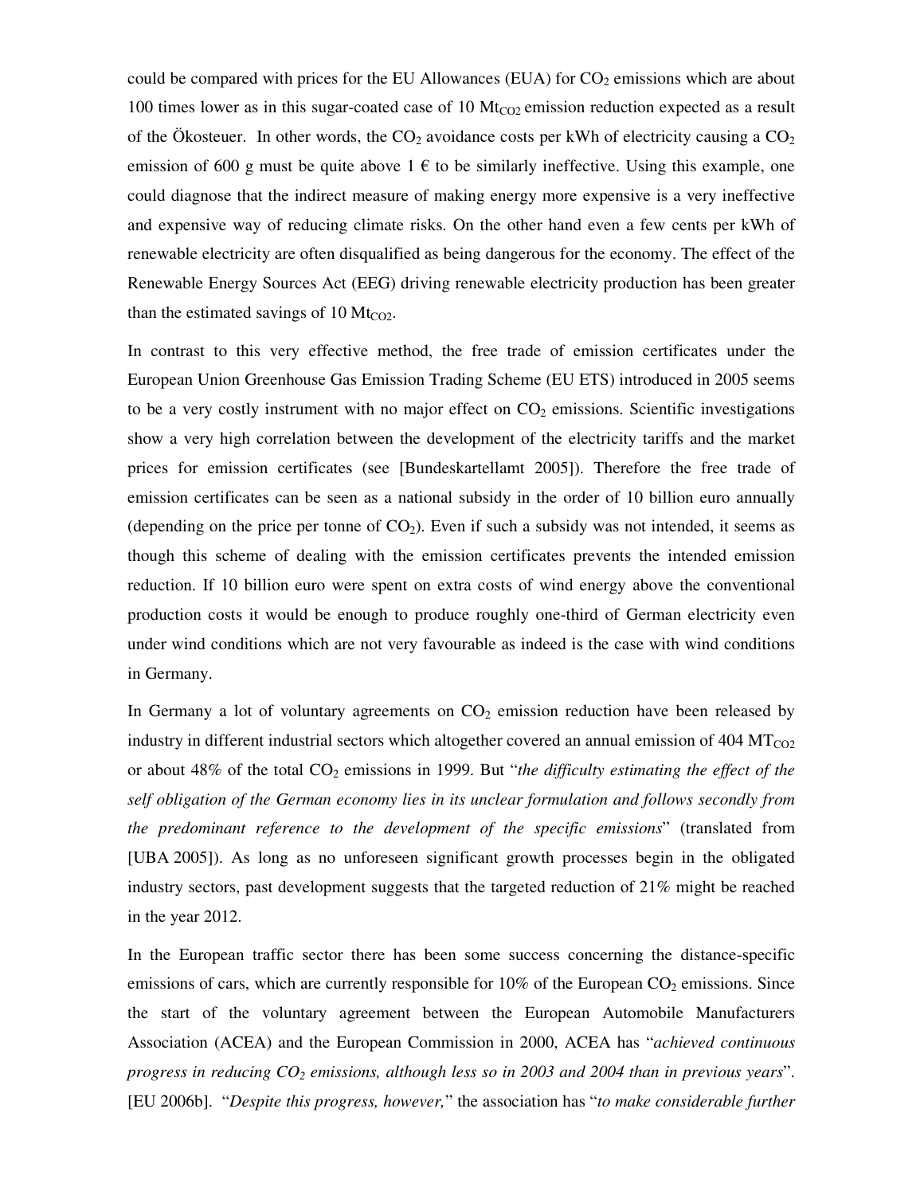could be compared with prices for the EU Allowances (EUA) for $CO_2$ emissions which are about 100 times lower as in this sugar-coated case of 10 $Mt_{CO2}$ emission reduction expected as a result of the Ökosteuer. In other words, the $CO_2$ avoidance costs per kWh of electricity causing a $CO_2$ emission of 600 g must be quite above 1 € to be similarly ineffective. Using this example, one could diagnose that the indirect measure of making energy more expensive is a very ineffective and expensive way of reducing climate risks. On the other hand even a few cents per kWh of renewable electricity are often disqualified as being dangerous for the economy. The effect of the Renewable Energy Sources Act (EEG) driving renewable electricity production has been greater than the estimated savings of 10 $Mt_{CO2}$.

In contrast to this very effective method, the free trade of emission certificates under the European Union Greenhouse Gas Emission Trading Scheme (EU ETS) introduced in 2005 seems to be a very costly instrument with no major effect on $CO_2$ emissions. Scientific investigations show a very high correlation between the development of the electricity tariffs and the market prices for emission certificates (see [Bundeskartellamt 2005]). Therefore the free trade of emission certificates can be seen as a national subsidy in the order of 10 billion euro annually (depending on the price per tonne of $CO_2$). Even if such a subsidy was not intended, it seems as though this scheme of dealing with the emission certificates prevents the intended emission reduction. If 10 billion euro were spent on extra costs of wind energy above the conventional production costs it would be enough to produce roughly one-third of German electricity even under wind conditions which are not very favourable as indeed is the case with wind conditions in Germany.

In Germany a lot of voluntary agreements on $CO_2$ emission reduction have been released by industry in different industrial sectors which altogether covered an annual emission of 404 $MT_{CO2}$ or about 48% of the total $CO_2$ emissions in 1999. But "*the difficulty estimating the effect of the self obligation of the German economy lies in its unclear formulation and follows secondly from the predominant reference to the development of the specific emissions*" (translated from [UBA 2005]). As long as no unforeseen significant growth processes begin in the obligated industry sectors, past development suggests that the targeted reduction of 21% might be reached in the year 2012.

In the European traffic sector there has been some success concerning the distance-specific emissions of cars, which are currently responsible for 10% of the European $CO_2$ emissions. Since the start of the voluntary agreement between the European Automobile Manufacturers Association (ACEA) and the European Commission in 2000, ACEA has "*achieved continuous progress in reducing $CO_2$ emissions, although less so in 2003 and 2004 than in previous years*". [EU 2006b]. "*Despite this progress, however,*" the association has "*to make considerable further*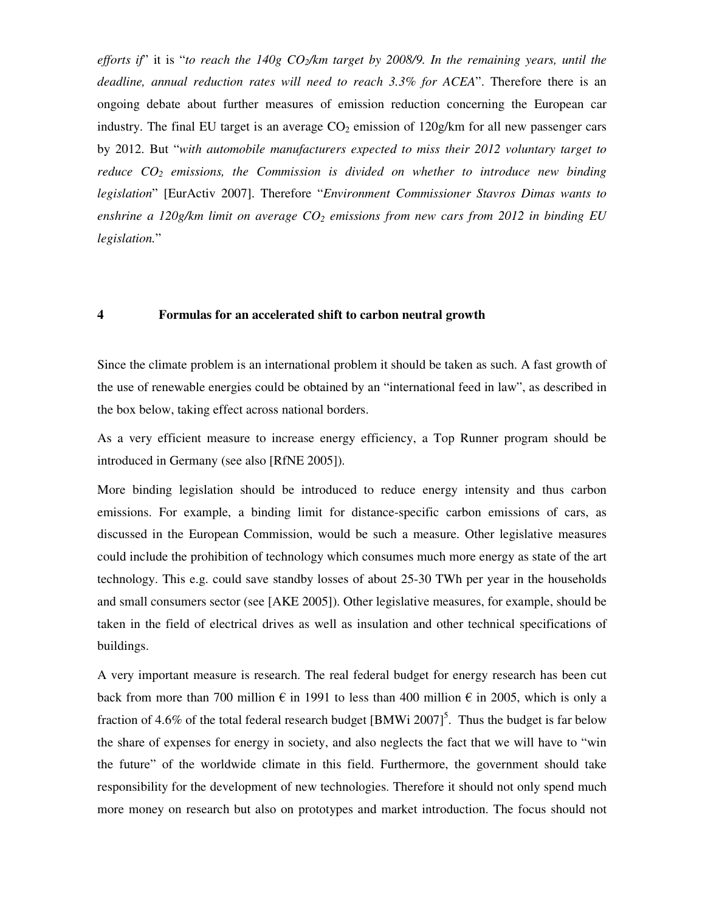*efforts if*" it is "*to reach the 140g $CO_2$/km target by 2008/9. In the remaining years, until the deadline, annual reduction rates will need to reach 3.3% for ACEA*". Therefore there is an ongoing debate about further measures of emission reduction concerning the European car industry. The final EU target is an average $CO_2$ emission of 120g/km for all new passenger cars by 2012. But "*with automobile manufacturers expected to miss their 2012 voluntary target to reduce $CO_2$ emissions, the Commission is divided on whether to introduce new binding legislation*" [EurActiv 2007]. Therefore "*Environment Commissioner Stavros Dimas wants to enshrine a 120g/km limit on average $CO_2$ emissions from new cars from 2012 in binding EU legislation.*"

## 4 Formulas for an accelerated shift to carbon neutral growth

Since the climate problem is an international problem it should be taken as such. A fast growth of the use of renewable energies could be obtained by an "international feed in law", as described in the box below, taking effect across national borders.

As a very efficient measure to increase energy efficiency, a Top Runner program should be introduced in Germany (see also [RfNE 2005]).

More binding legislation should be introduced to reduce energy intensity and thus carbon emissions. For example, a binding limit for distance-specific carbon emissions of cars, as discussed in the European Commission, would be such a measure. Other legislative measures could include the prohibition of technology which consumes much more energy as state of the art technology. This e.g. could save standby losses of about 25-30 TWh per year in the households and small consumers sector (see [AKE 2005]). Other legislative measures, for example, should be taken in the field of electrical drives as well as insulation and other technical specifications of buildings.

A very important measure is research. The real federal budget for energy research has been cut back from more than 700 million € in 1991 to less than 400 million € in 2005, which is only a fraction of 4.6% of the total federal research budget [BMWi 2007][5]. Thus the budget is far below the share of expenses for energy in society, and also neglects the fact that we will have to "win the future" of the worldwide climate in this field. Furthermore, the government should take responsibility for the development of new technologies. Therefore it should not only spend much more money on research but also on prototypes and market introduction. The focus should not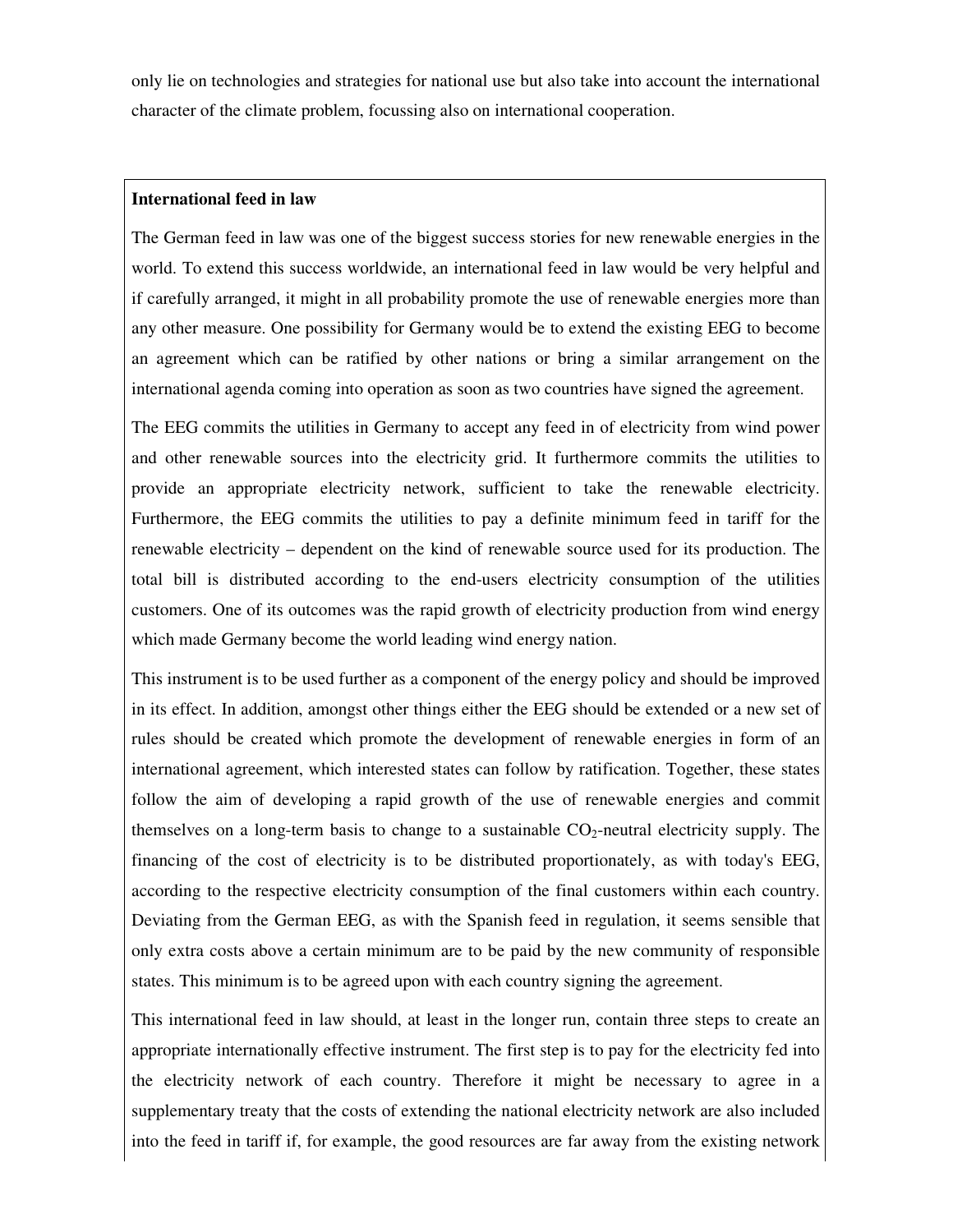only lie on technologies and strategies for national use but also take into account the international character of the climate problem, focussing also on international cooperation.

**International feed in law**

The German feed in law was one of the biggest success stories for new renewable energies in the world. To extend this success worldwide, an international feed in law would be very helpful and if carefully arranged, it might in all probability promote the use of renewable energies more than any other measure. One possibility for Germany would be to extend the existing EEG to become an agreement which can be ratified by other nations or bring a similar arrangement on the international agenda coming into operation as soon as two countries have signed the agreement.

The EEG commits the utilities in Germany to accept any feed in of electricity from wind power and other renewable sources into the electricity grid. It furthermore commits the utilities to provide an appropriate electricity network, sufficient to take the renewable electricity. Furthermore, the EEG commits the utilities to pay a definite minimum feed in tariff for the renewable electricity – dependent on the kind of renewable source used for its production. The total bill is distributed according to the end-users electricity consumption of the utilities customers. One of its outcomes was the rapid growth of electricity production from wind energy which made Germany become the world leading wind energy nation.

This instrument is to be used further as a component of the energy policy and should be improved in its effect. In addition, amongst other things either the EEG should be extended or a new set of rules should be created which promote the development of renewable energies in form of an international agreement, which interested states can follow by ratification. Together, these states follow the aim of developing a rapid growth of the use of renewable energies and commit themselves on a long-term basis to change to a sustainable $CO_2$-neutral electricity supply. The financing of the cost of electricity is to be distributed proportionately, as with today's EEG, according to the respective electricity consumption of the final customers within each country. Deviating from the German EEG, as with the Spanish feed in regulation, it seems sensible that only extra costs above a certain minimum are to be paid by the new community of responsible states. This minimum is to be agreed upon with each country signing the agreement.

This international feed in law should, at least in the longer run, contain three steps to create an appropriate internationally effective instrument. The first step is to pay for the electricity fed into the electricity network of each country. Therefore it might be necessary to agree in a supplementary treaty that the costs of extending the national electricity network are also included into the feed in tariff if, for example, the good resources are far away from the existing network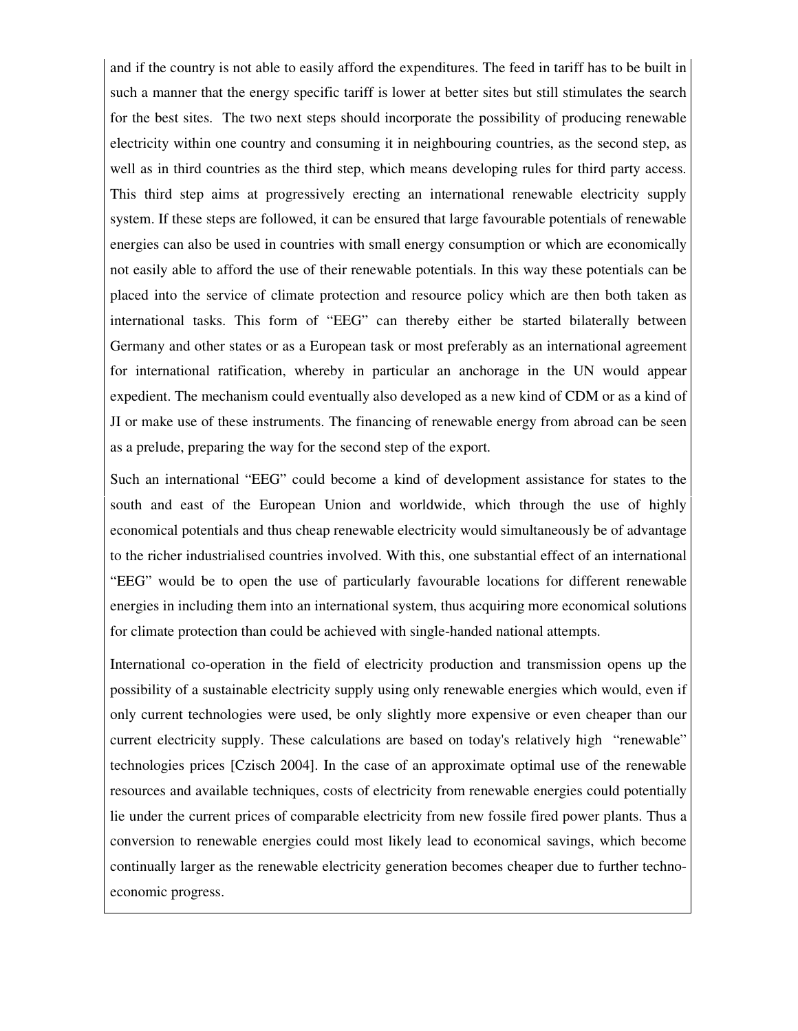and if the country is not able to easily afford the expenditures. The feed in tariff has to be built in such a manner that the energy specific tariff is lower at better sites but still stimulates the search for the best sites. The two next steps should incorporate the possibility of producing renewable electricity within one country and consuming it in neighbouring countries, as the second step, as well as in third countries as the third step, which means developing rules for third party access. This third step aims at progressively erecting an international renewable electricity supply system. If these steps are followed, it can be ensured that large favourable potentials of renewable energies can also be used in countries with small energy consumption or which are economically not easily able to afford the use of their renewable potentials. In this way these potentials can be placed into the service of climate protection and resource policy which are then both taken as international tasks. This form of "EEG" can thereby either be started bilaterally between Germany and other states or as a European task or most preferably as an international agreement for international ratification, whereby in particular an anchorage in the UN would appear expedient. The mechanism could eventually also developed as a new kind of CDM or as a kind of JI or make use of these instruments. The financing of renewable energy from abroad can be seen as a prelude, preparing the way for the second step of the export.

Such an international "EEG" could become a kind of development assistance for states to the south and east of the European Union and worldwide, which through the use of highly economical potentials and thus cheap renewable electricity would simultaneously be of advantage to the richer industrialised countries involved. With this, one substantial effect of an international "EEG" would be to open the use of particularly favourable locations for different renewable energies in including them into an international system, thus acquiring more economical solutions for climate protection than could be achieved with single-handed national attempts.

International co-operation in the field of electricity production and transmission opens up the possibility of a sustainable electricity supply using only renewable energies which would, even if only current technologies were used, be only slightly more expensive or even cheaper than our current electricity supply. These calculations are based on today's relatively high "renewable" technologies prices [Czisch 2004]. In the case of an approximate optimal use of the renewable resources and available techniques, costs of electricity from renewable energies could potentially lie under the current prices of comparable electricity from new fossile fired power plants. Thus a conversion to renewable energies could most likely lead to economical savings, which become continually larger as the renewable electricity generation becomes cheaper due to further techno-economic progress.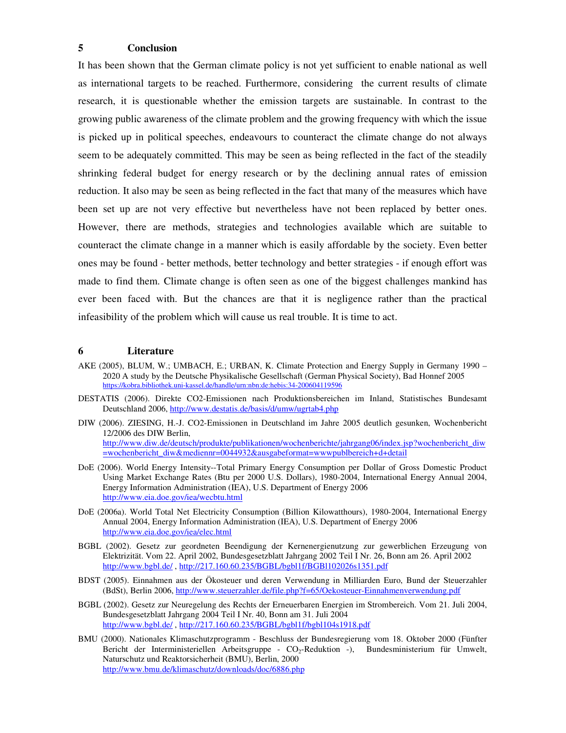## 5 Conclusion

It has been shown that the German climate policy is not yet sufficient to enable national as well as international targets to be reached. Furthermore, considering the current results of climate research, it is questionable whether the emission targets are sustainable. In contrast to the growing public awareness of the climate problem and the growing frequency with which the issue is picked up in political speeches, endeavours to counteract the climate change do not always seem to be adequately committed. This may be seen as being reflected in the fact of the steadily shrinking federal budget for energy research or by the declining annual rates of emission reduction. It also may be seen as being reflected in the fact that many of the measures which have been set up are not very effective but nevertheless have not been replaced by better ones. However, there are methods, strategies and technologies available which are suitable to counteract the climate change in a manner which is easily affordable by the society. Even better ones may be found - better methods, better technology and better strategies - if enough effort was made to find them. Climate change is often seen as one of the biggest challenges mankind has ever been faced with. But the chances are that it is negligence rather than the practical infeasibility of the problem which will cause us real trouble. It is time to act.

## 6 Literature

AKE (2005), BLUM, W.; UMBACH, E.; URBAN, K. Climate Protection and Energy Supply in Germany 1990 – 2020 A study by the Deutsche Physikalische Gesellschaft (German Physical Society), Bad Honnef 2005 https://kobra.bibliothek.uni-kassel.de/handle/urn:nbn:de:hebis:34-200604119596

DESTATIS (2006). Direkte CO2-Emissionen nach Produktionsbereichen im Inland, Statistisches Bundesamt Deutschland 2006, http://www.destatis.de/basis/d/umw/ugrtab4.php

DIW (2006). ZIESING, H.-J. CO2-Emissionen in Deutschland im Jahre 2005 deutlich gesunken, Wochenbericht 12/2006 des DIW Berlin, http://www.diw.de/deutsch/produkte/publikationen/wochenberichte/jahrgang06/index.jsp?wochenbericht_diw=wochenbericht_diw&mediennr=0044932&ausgabeformat=wwwpublbereich+d+detail

DoE (2006). World Energy Intensity--Total Primary Energy Consumption per Dollar of Gross Domestic Product Using Market Exchange Rates (Btu per 2000 U.S. Dollars), 1980-2004, International Energy Annual 2004, Energy Information Administration (IEA), U.S. Department of Energy 2006 http://www.eia.doe.gov/iea/wecbtu.html

DoE (2006a). World Total Net Electricity Consumption (Billion Kilowatthours), 1980-2004, International Energy Annual 2004, Energy Information Administration (IEA), U.S. Department of Energy 2006 http://www.eia.doe.gov/iea/elec.html

BGBL (2002). Gesetz zur geordneten Beendigung der Kernenergienutzung zur gewerblichen Erzeugung von Elektrizität. Vom 22. April 2002, Bundesgesetzblatt Jahrgang 2002 Teil I Nr. 26, Bonn am 26. April 2002 http://www.bgbl.de/ , http://217.160.60.235/BGBL/bgbl1f/BGBl102026s1351.pdf

BDST (2005). Einnahmen aus der Ökosteuer und deren Verwendung in Milliarden Euro, Bund der Steuerzahler (BdSt), Berlin 2006, http://www.steuerzahler.de/file.php?f=65/Oekosteuer-Einnahmenverwendung.pdf

BGBL (2002). Gesetz zur Neuregelung des Rechts der Erneuerbaren Energien im Strombereich. Vom 21. Juli 2004, Bundesgesetzblatt Jahrgang 2004 Teil I Nr. 40, Bonn am 31. Juli 2004 http://www.bgbl.de/ , http://217.160.60.235/BGBL/bgbl1f/bgbl104s1918.pdf

BMU (2000). Nationales Klimaschutzprogramm - Beschluss der Bundesregierung vom 18. Oktober 2000 (Fünfter Bericht der Interministeriellen Arbeitsgruppe - $CO_2$-Reduktion -), Bundesministerium für Umwelt, Naturschutz und Reaktorsicherheit (BMU), Berlin, 2000 http://www.bmu.de/klimaschutz/downloads/doc/6886.php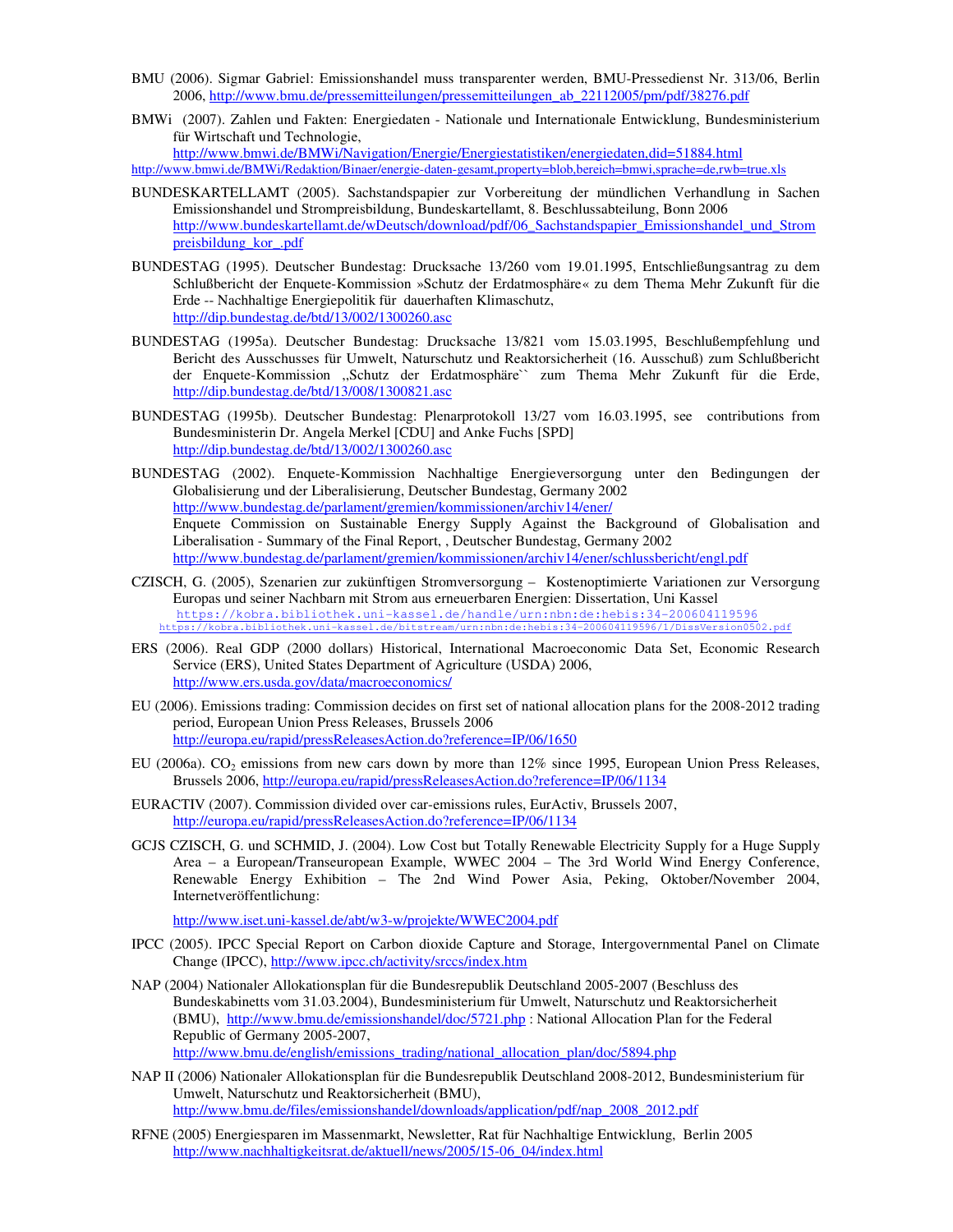BMU (2006). Sigmar Gabriel: Emissionshandel muss transparenter werden, BMU-Pressedienst Nr. 313/06, Berlin 2006, http://www.bmu.de/pressemitteilungen/pressemitteilungen_ab_22112005/pm/pdf/38276.pdf

BMWi (2007). Zahlen und Fakten: Energiedaten - Nationale und Internationale Entwicklung, Bundesministerium für Wirtschaft und Technologie, http://www.bmwi.de/BMWi/Navigation/Energie/Energiestatistiken/energiedaten,did=51884.html http://www.bmwi.de/BMWi/Redaktion/Binaer/energie-daten-gesamt,property=blob,bereich=bmwi,sprache=de,rwb=true.xls

BUNDESKARTELLAMT (2005). Sachstandspapier zur Vorbereitung der mündlichen Verhandlung in Sachen Emissionshandel und Strompreisbildung, Bundeskartellamt, 8. Beschlussabteilung, Bonn 2006 http://www.bundeskartellamt.de/wDeutsch/download/pdf/06_Sachstandspapier_Emissionshandel_und_Strompreisbildung_kor_.pdf

BUNDESTAG (1995). Deutscher Bundestag: Drucksache 13/260 vom 19.01.1995, Entschließungsantrag zu dem Schlußbericht der Enquete-Kommission »Schutz der Erdatmosphäre« zu dem Thema Mehr Zukunft für die Erde -- Nachhaltige Energiepolitik für dauerhaften Klimaschutz, http://dip.bundestag.de/btd/13/002/1300260.asc

BUNDESTAG (1995a). Deutscher Bundestag: Drucksache 13/821 vom 15.03.1995, Beschlußempfehlung und Bericht des Ausschusses für Umwelt, Naturschutz und Reaktorsicherheit (16. Ausschuß) zum Schlußbericht der Enquete-Kommission „Schutz der Erdatmosphäre`` zum Thema Mehr Zukunft für die Erde, http://dip.bundestag.de/btd/13/008/1300821.asc

BUNDESTAG (1995b). Deutscher Bundestag: Plenarprotokoll 13/27 vom 16.03.1995, see contributions from Bundesministerin Dr. Angela Merkel [CDU] and Anke Fuchs [SPD] http://dip.bundestag.de/btd/13/002/1300260.asc

BUNDESTAG (2002). Enquete-Kommission Nachhaltige Energieversorgung unter den Bedingungen der Globalisierung und der Liberalisierung, Deutscher Bundestag, Germany 2002 http://www.bundestag.de/parlament/gremien/kommissionen/archiv14/ener/
Enquete Commission on Sustainable Energy Supply Against the Background of Globalisation and Liberalisation - Summary of the Final Report, , Deutscher Bundestag, Germany 2002 http://www.bundestag.de/parlament/gremien/kommissionen/archiv14/ener/schlussbericht/engl.pdf

CZISCH, G. (2005), Szenarien zur zukünftigen Stromversorgung – Kostenoptimierte Variationen zur Versorgung Europas und seiner Nachbarn mit Strom aus erneuerbaren Energien: Dissertation, Uni Kassel https://kobra.bibliothek.uni-kassel.de/handle/urn:nbn:de:hebis:34-200604119596 https://kobra.bibliothek.uni-kassel.de/bitstream/urn:nbn:de:hebis:34-200604119596/1/DissVersion0502.pdf

ERS (2006). Real GDP (2000 dollars) Historical, International Macroeconomic Data Set, Economic Research Service (ERS), United States Department of Agriculture (USDA) 2006, http://www.ers.usda.gov/data/macroeconomics/

EU (2006). Emissions trading: Commission decides on first set of national allocation plans for the 2008-2012 trading period, European Union Press Releases, Brussels 2006 http://europa.eu/rapid/pressReleasesAction.do?reference=IP/06/1650

EU (2006a). $CO_2$ emissions from new cars down by more than 12% since 1995, European Union Press Releases, Brussels 2006, http://europa.eu/rapid/pressReleasesAction.do?reference=IP/06/1134

EURACTIV (2007). Commission divided over car-emissions rules, EurActiv, Brussels 2007, http://europa.eu/rapid/pressReleasesAction.do?reference=IP/06/1134

GCJS CZISCH, G. und SCHMID, J. (2004). Low Cost but Totally Renewable Electricity Supply for a Huge Supply Area – a European/Transeuropean Example, WWEC 2004 – The 3rd World Wind Energy Conference, Renewable Energy Exhibition – The 2nd Wind Power Asia, Peking, Oktober/November 2004, Internetveröffentlichung:

http://www.iset.uni-kassel.de/abt/w3-w/projekte/WWEC2004.pdf

IPCC (2005). IPCC Special Report on Carbon dioxide Capture and Storage, Intergovernmental Panel on Climate Change (IPCC), http://www.ipcc.ch/activity/srccs/index.htm

NAP (2004) Nationaler Allokationsplan für die Bundesrepublik Deutschland 2005-2007 (Beschluss des Bundeskabinetts vom 31.03.2004), Bundesministerium für Umwelt, Naturschutz und Reaktorsicherheit (BMU), http://www.bmu.de/emissionshandel/doc/5721.php : National Allocation Plan for the Federal Republic of Germany 2005-2007, http://www.bmu.de/english/emissions_trading/national_allocation_plan/doc/5894.php

NAP II (2006) Nationaler Allokationsplan für die Bundesrepublik Deutschland 2008-2012, Bundesministerium für Umwelt, Naturschutz und Reaktorsicherheit (BMU), http://www.bmu.de/files/emissionshandel/downloads/application/pdf/nap_2008_2012.pdf

RFNE (2005) Energiesparen im Massenmarkt, Newsletter, Rat für Nachhaltige Entwicklung, Berlin 2005 http://www.nachhaltigkeitsrat.de/aktuell/news/2005/15-06_04/index.html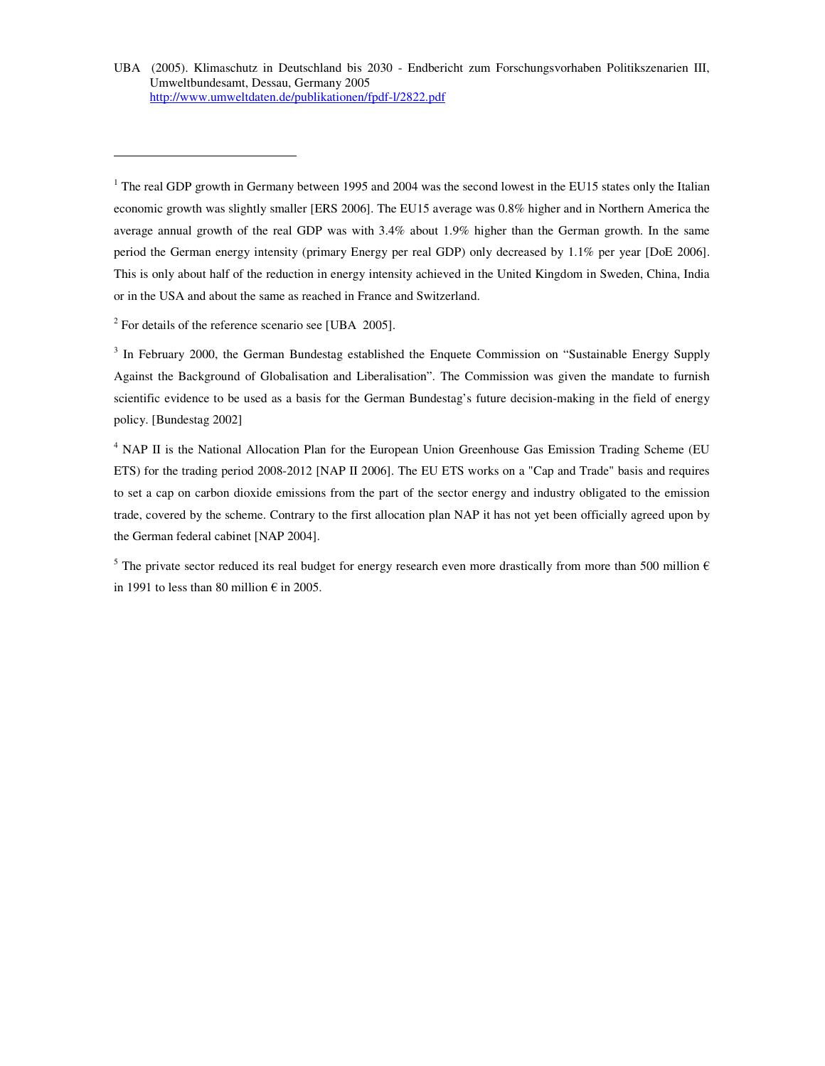UBA (2005). Klimaschutz in Deutschland bis 2030 - Endbericht zum Forschungsvorhaben Politikszenarien III, Umweltbundesamt, Dessau, Germany 2005 http://www.umweltdaten.de/publikationen/fpdf-l/2822.pdf

---

[1] The real GDP growth in Germany between 1995 and 2004 was the second lowest in the EU15 states only the Italian economic growth was slightly smaller [ERS 2006]. The EU15 average was 0.8% higher and in Northern America the average annual growth of the real GDP was with 3.4% about 1.9% higher than the German growth. In the same period the German energy intensity (primary Energy per real GDP) only decreased by 1.1% per year [DoE 2006]. This is only about half of the reduction in energy intensity achieved in the United Kingdom in Sweden, China, India or in the USA and about the same as reached in France and Switzerland.

[2] For details of the reference scenario see [UBA 2005].

[3] In February 2000, the German Bundestag established the Enquete Commission on "Sustainable Energy Supply Against the Background of Globalisation and Liberalisation". The Commission was given the mandate to furnish scientific evidence to be used as a basis for the German Bundestag's future decision-making in the field of energy policy. [Bundestag 2002]

[4] NAP II is the National Allocation Plan for the European Union Greenhouse Gas Emission Trading Scheme (EU ETS) for the trading period 2008-2012 [NAP II 2006]. The EU ETS works on a "Cap and Trade" basis and requires to set a cap on carbon dioxide emissions from the part of the sector energy and industry obligated to the emission trade, covered by the scheme. Contrary to the first allocation plan NAP it has not yet been officially agreed upon by the German federal cabinet [NAP 2004].

[5] The private sector reduced its real budget for energy research even more drastically from more than 500 million € in 1991 to less than 80 million € in 2005.